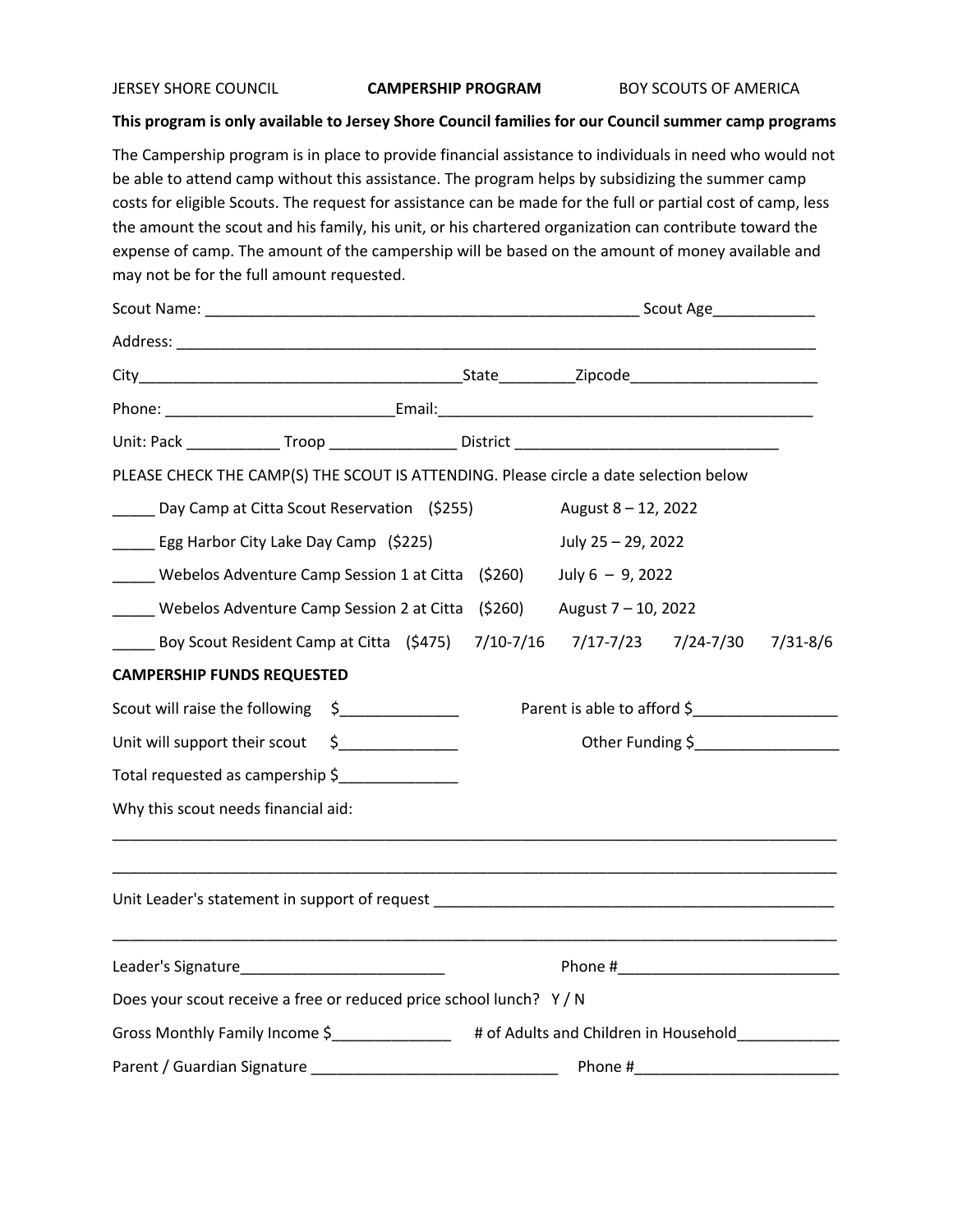JERSEY SHORE COUNCIL **CAMPERSHIP PROGRAM** BOY SCOUTS OF AMERICA

**This program is only available to Jersey Shore Council families for our Council summer camp programs**

The Campership program is in place to provide financial assistance to individuals in need who would not be able to attend camp without this assistance. The program helps by subsidizing the summer camp costs for eligible Scouts. The request for assistance can be made for the full or partial cost of camp, less the amount the scout and his family, his unit, or his chartered organization can contribute toward the expense of camp. The amount of the campership will be based on the amount of money available and may not be for the full amount requested.

Scout Name: ____________________________________________________ Scout Age____________

Address: ____________________________________________________________________________

City______________________________________State_________Zipcode______________________

Phone: ___________________________Email:____________________________________________

Unit: Pack ___________ Troop _______________ District _______________________________

PLEASE CHECK THE CAMP(S) THE SCOUT IS ATTENDING. Please circle a date selection below

_____ Day Camp at Citta Scout Reservation ($255) August 8 – 12, 2022

_____ Egg Harbor City Lake Day Camp ($225) July 25 – 29, 2022

_____ Webelos Adventure Camp Session 1 at Citta ($260) July 6 – 9, 2022

_____ Webelos Adventure Camp Session 2 at Citta ($260) August 7 – 10, 2022

_____ Boy Scout Resident Camp at Citta ($475) 7/10-7/16 7/17-7/23 7/24-7/30 7/31-8/6

**CAMPERSHIP FUNDS REQUESTED**

Scout will raise the following $______________ Parent is able to afford $_________________

Unit will support their scout $______________ Other Funding $_________________

Total requested as campership $______________

Why this scout needs financial aid:

_____________________________________________________________________________________

_____________________________________________________________________________________

Unit Leader's statement in support of request _______________________________________________

_____________________________________________________________________________________

Leader's Signature________________________ Phone #__________________________

Does your scout receive a free or reduced price school lunch? Y / N

Gross Monthly Family Income $______________ # of Adults and Children in Household____________

Parent / Guardian Signature _____________________________ Phone #________________________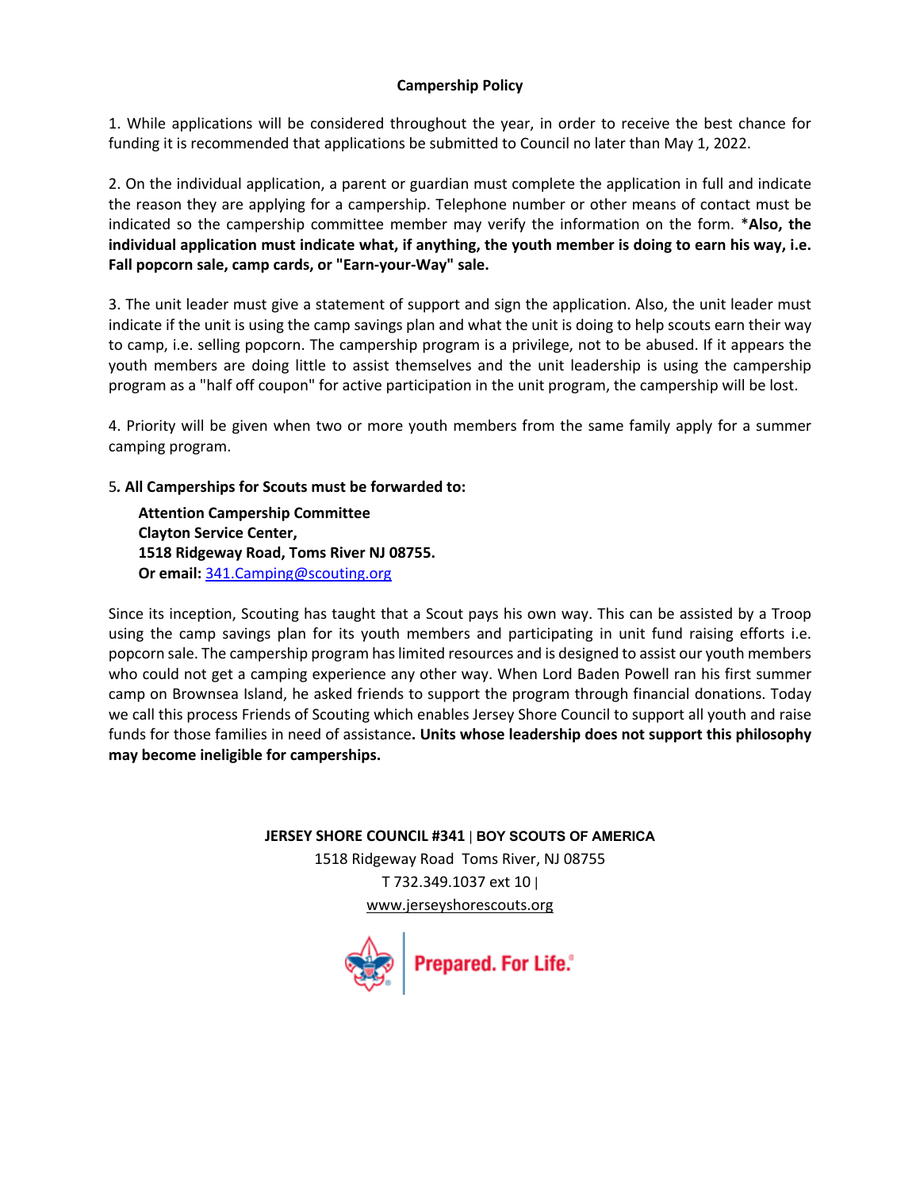## Campership Policy

1. While applications will be considered throughout the year, in order to receive the best chance for funding it is recommended that applications be submitted to Council no later than May 1, 2022.

2. On the individual application, a parent or guardian must complete the application in full and indicate the reason they are applying for a campership. Telephone number or other means of contact must be indicated so the campership committee member may verify the information on the form. ***Also, the individual application must indicate what, if anything, the youth member is doing to earn his way, i.e. Fall popcorn sale, camp cards, or "Earn-your-Way" sale.**

3. The unit leader must give a statement of support and sign the application. Also, the unit leader must indicate if the unit is using the camp savings plan and what the unit is doing to help scouts earn their way to camp, i.e. selling popcorn. The campership program is a privilege, not to be abused. If it appears the youth members are doing little to assist themselves and the unit leadership is using the campership program as a "half off coupon" for active participation in the unit program, the campership will be lost.

4. Priority will be given when two or more youth members from the same family apply for a summer camping program.

5**. All Camperships for Scouts must be forwarded to:**

**Attention Campership Committee**
**Clayton Service Center,**
**1518 Ridgeway Road, Toms River NJ 08755.**
**Or email:** 341.Camping@scouting.org

Since its inception, Scouting has taught that a Scout pays his own way. This can be assisted by a Troop using the camp savings plan for its youth members and participating in unit fund raising efforts i.e. popcorn sale. The campership program has limited resources and is designed to assist our youth members who could not get a camping experience any other way. When Lord Baden Powell ran his first summer camp on Brownsea Island, he asked friends to support the program through financial donations. Today we call this process Friends of Scouting which enables Jersey Shore Council to support all youth and raise funds for those families in need of assistance**. Units whose leadership does not support this philosophy may become ineligible for camperships.**

**JERSEY SHORE COUNCIL #341 | BOY SCOUTS OF AMERICA**
1518 Ridgeway Road Toms River, NJ 08755
T 732.349.1037 ext 10 |
www.jerseyshorescouts.org

Prepared. For Life.®